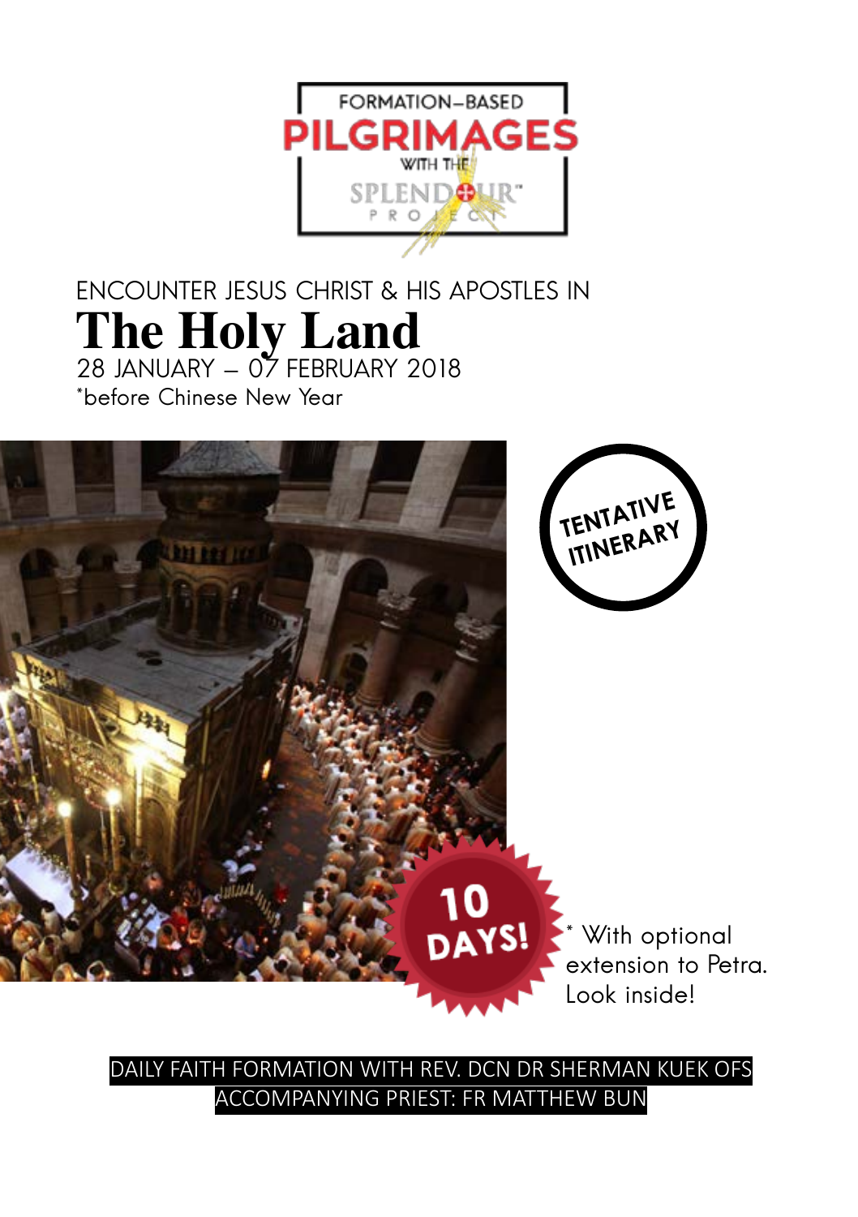FORMATION-BASED

**PILGRIMAGES**

WITH THE

SPLENDOUR™ PROJECT

ENCOUNTER JESUS CHRIST & HIS APOSTLES IN

# The Holy Land

28 JANUARY – 07 FEBRUARY 2018

*before Chinese New Year

TENTATIVE ITINERARY

10 DAYS!

* With optional extension to Petra. Look inside!

DAILY FAITH FORMATION WITH REV. DCN DR SHERMAN KUEK OFS

ACCOMPANYING PRIEST: FR MATTHEW BUN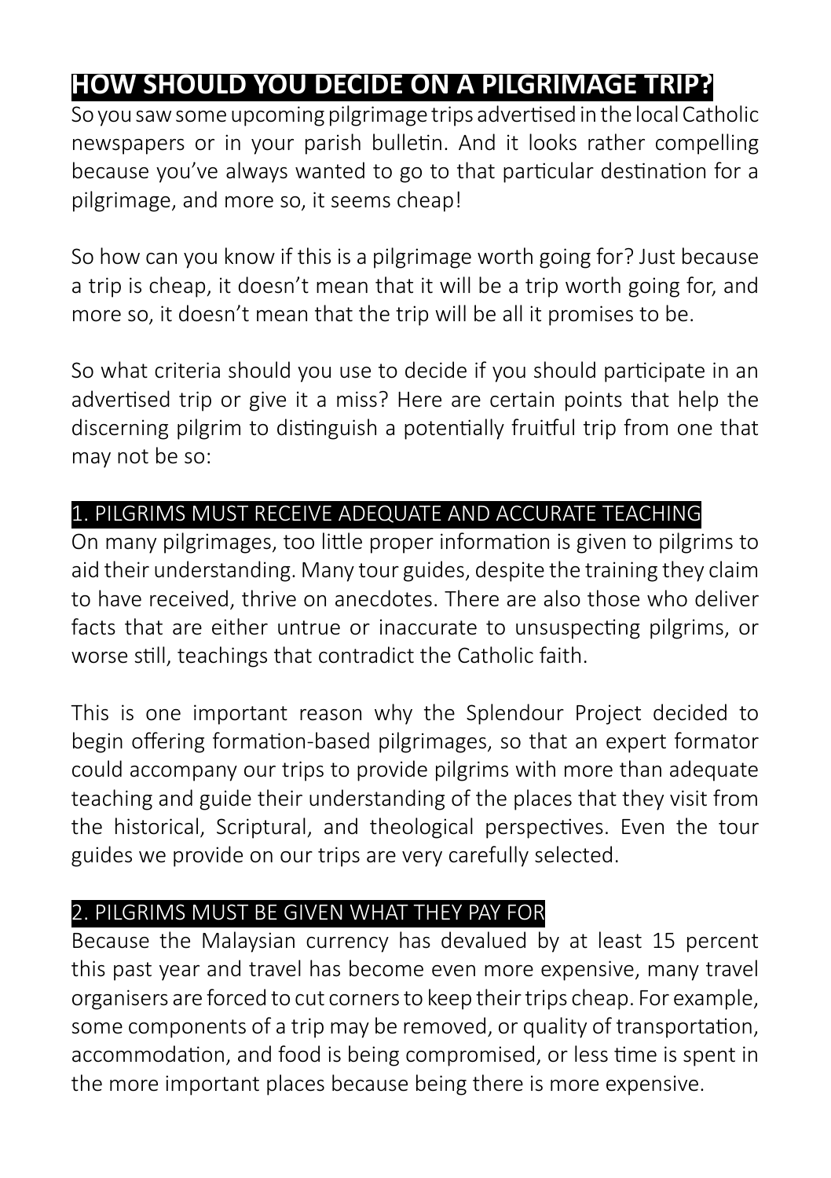# HOW SHOULD YOU DECIDE ON A PILGRIMAGE TRIP?

So you saw some upcoming pilgrimage trips advertised in the local Catholic newspapers or in your parish bulletin. And it looks rather compelling because you've always wanted to go to that particular destination for a pilgrimage, and more so, it seems cheap!

So how can you know if this is a pilgrimage worth going for? Just because a trip is cheap, it doesn't mean that it will be a trip worth going for, and more so, it doesn't mean that the trip will be all it promises to be.

So what criteria should you use to decide if you should participate in an advertised trip or give it a miss? Here are certain points that help the discerning pilgrim to distinguish a potentially fruitful trip from one that may not be so:

## 1. PILGRIMS MUST RECEIVE ADEQUATE AND ACCURATE TEACHING

On many pilgrimages, too little proper information is given to pilgrims to aid their understanding. Many tour guides, despite the training they claim to have received, thrive on anecdotes. There are also those who deliver facts that are either untrue or inaccurate to unsuspecting pilgrims, or worse still, teachings that contradict the Catholic faith.

This is one important reason why the Splendour Project decided to begin offering formation-based pilgrimages, so that an expert formator could accompany our trips to provide pilgrims with more than adequate teaching and guide their understanding of the places that they visit from the historical, Scriptural, and theological perspectives. Even the tour guides we provide on our trips are very carefully selected.

## 2. PILGRIMS MUST BE GIVEN WHAT THEY PAY FOR

Because the Malaysian currency has devalued by at least 15 percent this past year and travel has become even more expensive, many travel organisers are forced to cut corners to keep their trips cheap. For example, some components of a trip may be removed, or quality of transportation, accommodation, and food is being compromised, or less time is spent in the more important places because being there is more expensive.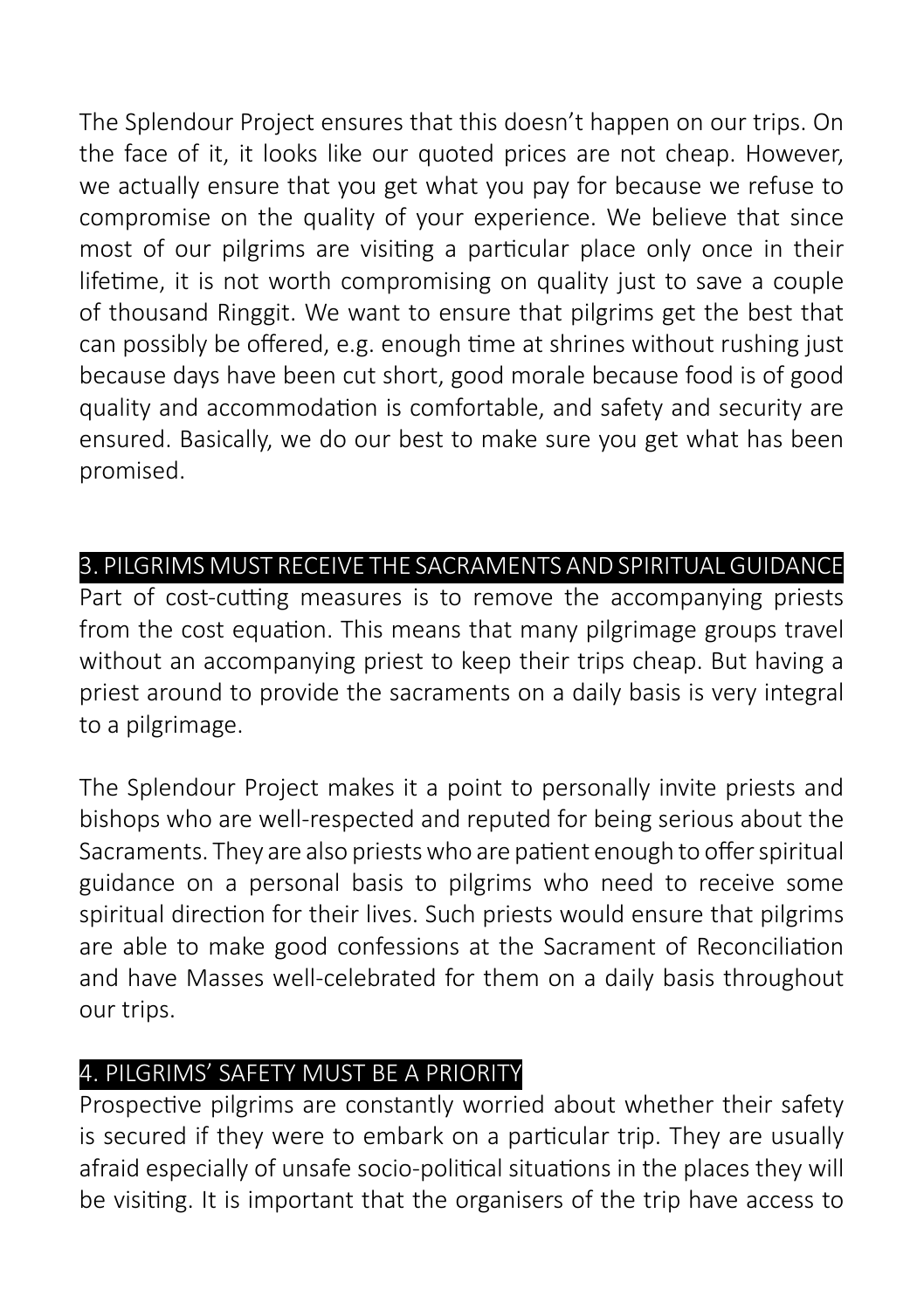The Splendour Project ensures that this doesn't happen on our trips. On the face of it, it looks like our quoted prices are not cheap. However, we actually ensure that you get what you pay for because we refuse to compromise on the quality of your experience. We believe that since most of our pilgrims are visiting a particular place only once in their lifetime, it is not worth compromising on quality just to save a couple of thousand Ringgit. We want to ensure that pilgrims get the best that can possibly be offered, e.g. enough time at shrines without rushing just because days have been cut short, good morale because food is of good quality and accommodation is comfortable, and safety and security are ensured. Basically, we do our best to make sure you get what has been promised.

## 3. PILGRIMS MUST RECEIVE THE SACRAMENTS AND SPIRITUAL GUIDANCE

Part of cost-cutting measures is to remove the accompanying priests from the cost equation. This means that many pilgrimage groups travel without an accompanying priest to keep their trips cheap. But having a priest around to provide the sacraments on a daily basis is very integral to a pilgrimage.

The Splendour Project makes it a point to personally invite priests and bishops who are well-respected and reputed for being serious about the Sacraments. They are also priests who are patient enough to offer spiritual guidance on a personal basis to pilgrims who need to receive some spiritual direction for their lives. Such priests would ensure that pilgrims are able to make good confessions at the Sacrament of Reconciliation and have Masses well-celebrated for them on a daily basis throughout our trips.

## 4. PILGRIMS' SAFETY MUST BE A PRIORITY

Prospective pilgrims are constantly worried about whether their safety is secured if they were to embark on a particular trip. They are usually afraid especially of unsafe socio-political situations in the places they will be visiting. It is important that the organisers of the trip have access to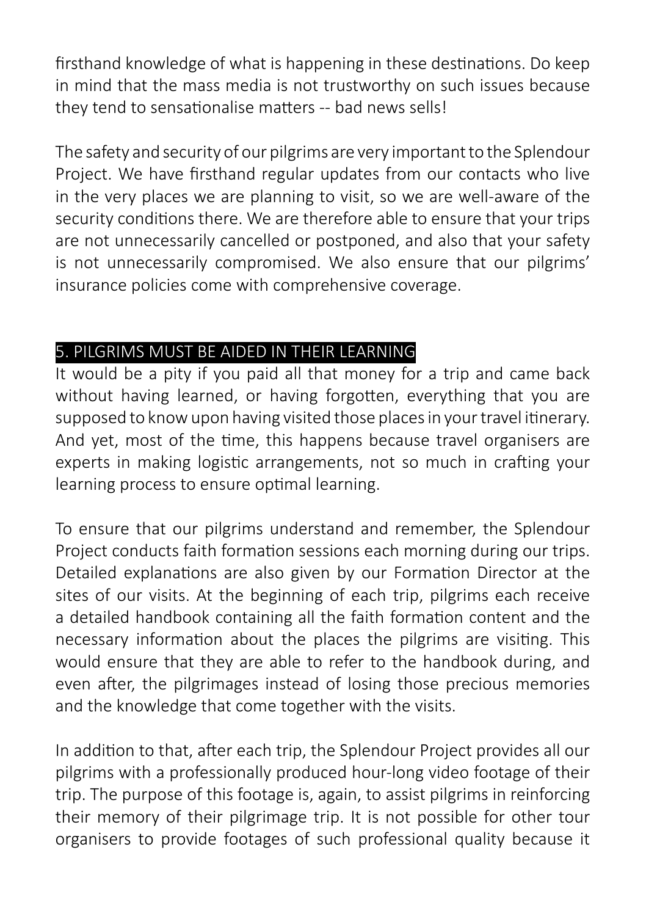firsthand knowledge of what is happening in these destinations. Do keep in mind that the mass media is not trustworthy on such issues because they tend to sensationalise matters -- bad news sells!

The safety and security of our pilgrims are very important to the Splendour Project. We have firsthand regular updates from our contacts who live in the very places we are planning to visit, so we are well-aware of the security conditions there. We are therefore able to ensure that your trips are not unnecessarily cancelled or postponed, and also that your safety is not unnecessarily compromised. We also ensure that our pilgrims' insurance policies come with comprehensive coverage.

## 5. PILGRIMS MUST BE AIDED IN THEIR LEARNING

It would be a pity if you paid all that money for a trip and came back without having learned, or having forgotten, everything that you are supposed to know upon having visited those places in your travel itinerary. And yet, most of the time, this happens because travel organisers are experts in making logistic arrangements, not so much in crafting your learning process to ensure optimal learning.

To ensure that our pilgrims understand and remember, the Splendour Project conducts faith formation sessions each morning during our trips. Detailed explanations are also given by our Formation Director at the sites of our visits. At the beginning of each trip, pilgrims each receive a detailed handbook containing all the faith formation content and the necessary information about the places the pilgrims are visiting. This would ensure that they are able to refer to the handbook during, and even after, the pilgrimages instead of losing those precious memories and the knowledge that come together with the visits.

In addition to that, after each trip, the Splendour Project provides all our pilgrims with a professionally produced hour-long video footage of their trip. The purpose of this footage is, again, to assist pilgrims in reinforcing their memory of their pilgrimage trip. It is not possible for other tour organisers to provide footages of such professional quality because it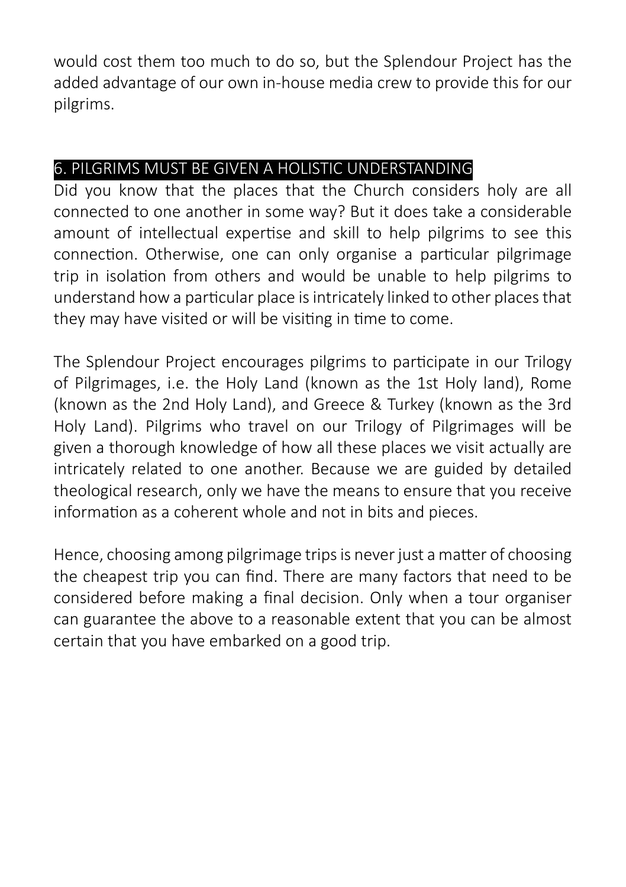would cost them too much to do so, but the Splendour Project has the added advantage of our own in-house media crew to provide this for our pilgrims.

## 6. PILGRIMS MUST BE GIVEN A HOLISTIC UNDERSTANDING

Did you know that the places that the Church considers holy are all connected to one another in some way? But it does take a considerable amount of intellectual expertise and skill to help pilgrims to see this connection. Otherwise, one can only organise a particular pilgrimage trip in isolation from others and would be unable to help pilgrims to understand how a particular place is intricately linked to other places that they may have visited or will be visiting in time to come.

The Splendour Project encourages pilgrims to participate in our Trilogy of Pilgrimages, i.e. the Holy Land (known as the 1st Holy land), Rome (known as the 2nd Holy Land), and Greece & Turkey (known as the 3rd Holy Land). Pilgrims who travel on our Trilogy of Pilgrimages will be given a thorough knowledge of how all these places we visit actually are intricately related to one another. Because we are guided by detailed theological research, only we have the means to ensure that you receive information as a coherent whole and not in bits and pieces.

Hence, choosing among pilgrimage trips is never just a matter of choosing the cheapest trip you can find. There are many factors that need to be considered before making a final decision. Only when a tour organiser can guarantee the above to a reasonable extent that you can be almost certain that you have embarked on a good trip.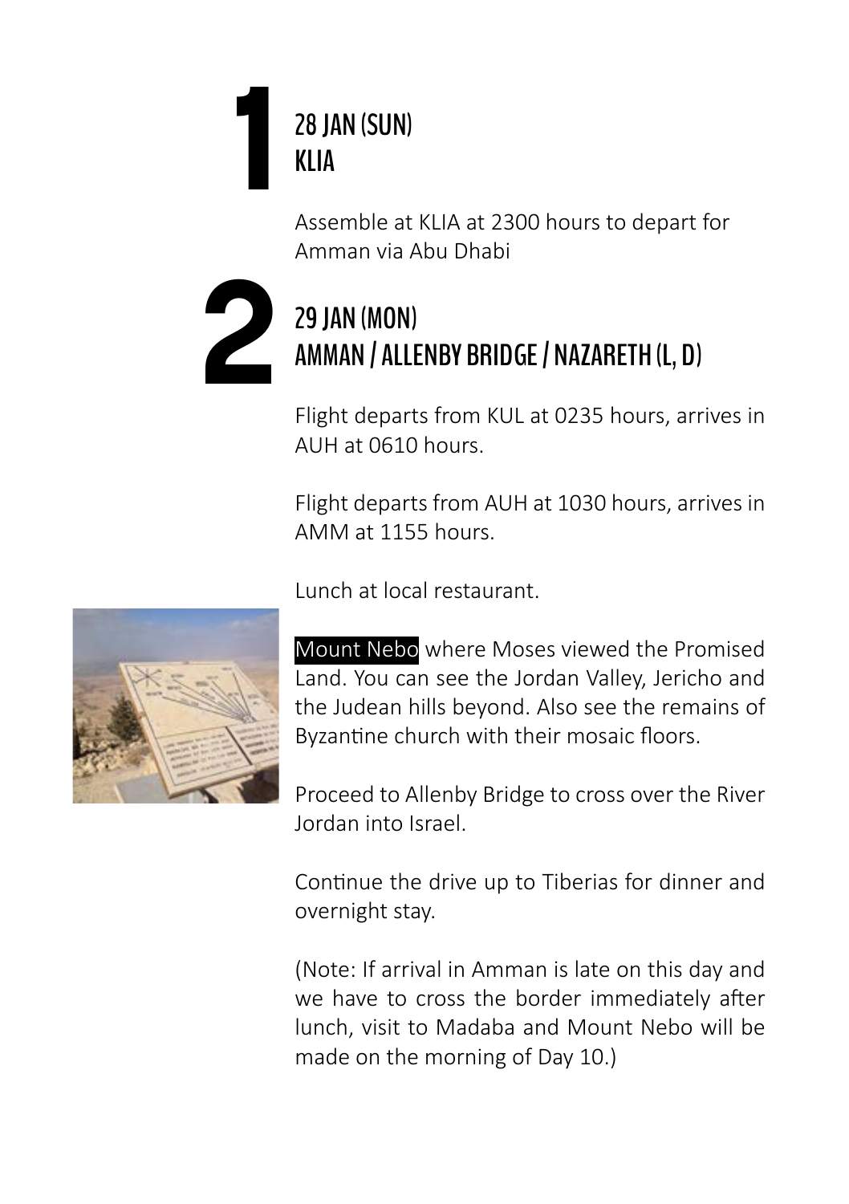# 1

## 28 JAN (SUN)
## KLIA

Assemble at KLIA at 2300 hours to depart for Amman via Abu Dhabi

# 2

## 29 JAN (MON)
## AMMAN / ALLENBY BRIDGE / NAZARETH (L, D)

Flight departs from KUL at 0235 hours, arrives in AUH at 0610 hours.

Flight departs from AUH at 1030 hours, arrives in AMM at 1155 hours.

Lunch at local restaurant.

**Mount Nebo** where Moses viewed the Promised Land. You can see the Jordan Valley, Jericho and the Judean hills beyond. Also see the remains of Byzantine church with their mosaic floors.

Proceed to Allenby Bridge to cross over the River Jordan into Israel.

Continue the drive up to Tiberias for dinner and overnight stay.

(Note: If arrival in Amman is late on this day and we have to cross the border immediately after lunch, visit to Madaba and Mount Nebo will be made on the morning of Day 10.)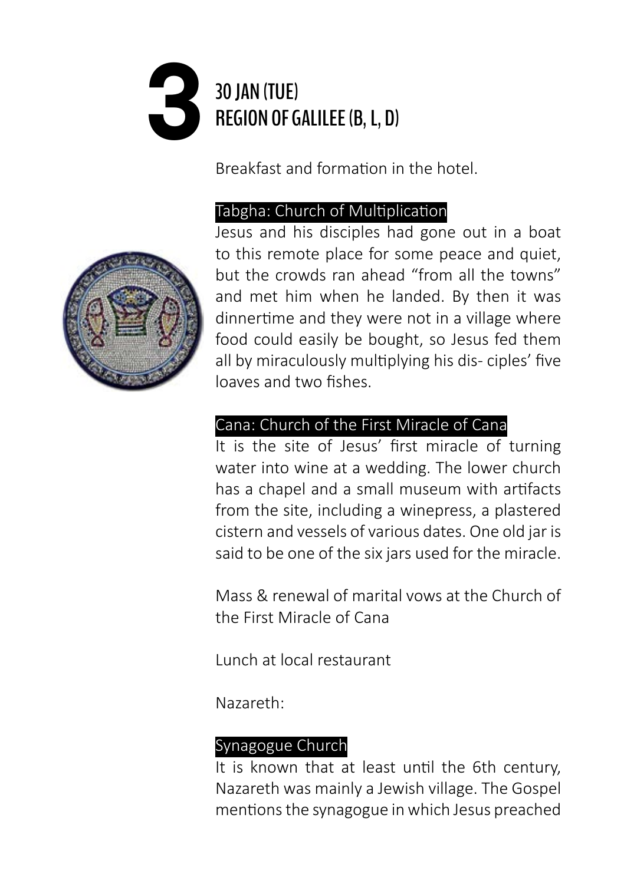# 3 30 JAN (TUE) REGION OF GALILEE (B, L, D)

Breakfast and formation in the hotel.

### Tabgha: Church of Multiplication

Jesus and his disciples had gone out in a boat to this remote place for some peace and quiet, but the crowds ran ahead "from all the towns" and met him when he landed. By then it was dinnertime and they were not in a village where food could easily be bought, so Jesus fed them all by miraculously multiplying his dis- ciples' five loaves and two fishes.

### Cana: Church of the First Miracle of Cana

It is the site of Jesus' first miracle of turning water into wine at a wedding. The lower church has a chapel and a small museum with artifacts from the site, including a winepress, a plastered cistern and vessels of various dates. One old jar is said to be one of the six jars used for the miracle.

Mass & renewal of marital vows at the Church of the First Miracle of Cana

Lunch at local restaurant

Nazareth:

### Synagogue Church

It is known that at least until the 6th century, Nazareth was mainly a Jewish village. The Gospel mentions the synagogue in which Jesus preached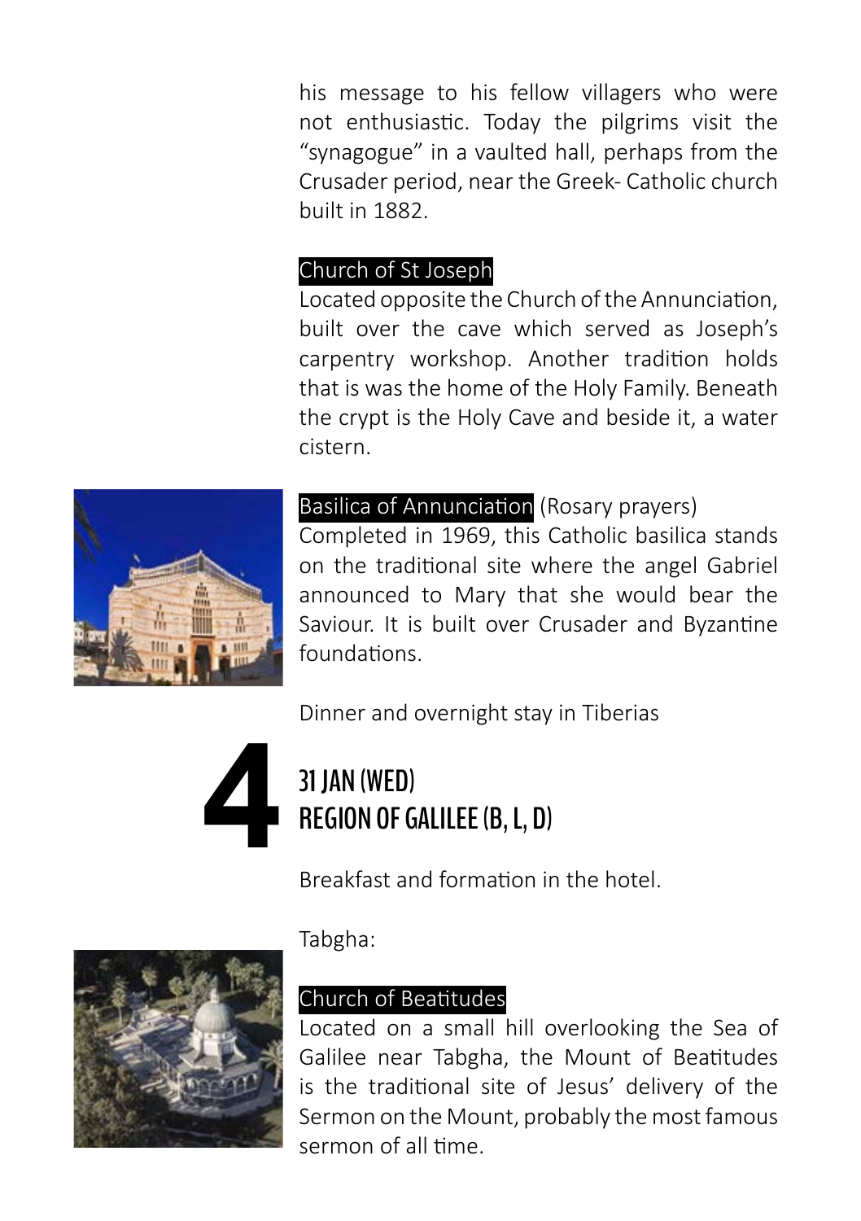his message to his fellow villagers who were not enthusiastic. Today the pilgrims visit the "synagogue" in a vaulted hall, perhaps from the Crusader period, near the Greek- Catholic church built in 1882.

**Church of St Joseph**
Located opposite the Church of the Annunciation, built over the cave which served as Joseph's carpentry workshop. Another tradition holds that is was the home of the Holy Family. Beneath the crypt is the Holy Cave and beside it, a water cistern.

**Basilica of Annunciation** (Rosary prayers)
Completed in 1969, this Catholic basilica stands on the traditional site where the angel Gabriel announced to Mary that she would bear the Saviour. It is built over Crusader and Byzantine foundations.

Dinner and overnight stay in Tiberias

## 4 31 JAN (WED) REGION OF GALILEE (B, L, D)

Breakfast and formation in the hotel.

Tabgha:

**Church of Beatitudes**
Located on a small hill overlooking the Sea of Galilee near Tabgha, the Mount of Beatitudes is the traditional site of Jesus' delivery of the Sermon on the Mount, probably the most famous sermon of all time.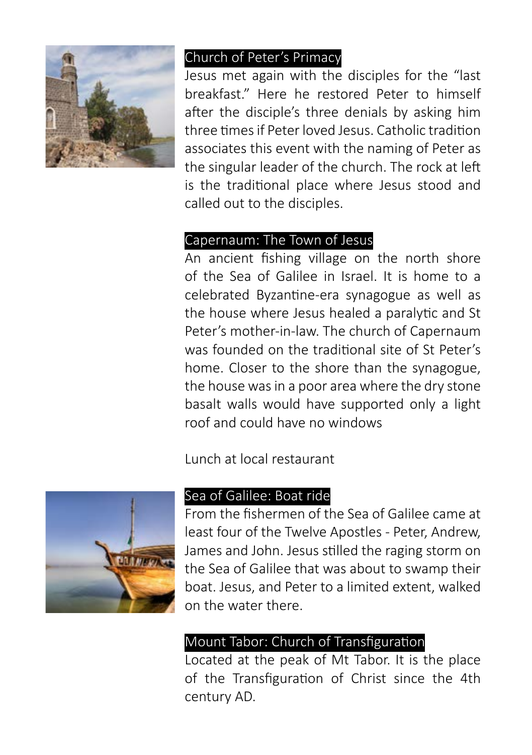## Church of Peter's Primacy

Jesus met again with the disciples for the "last breakfast." Here he restored Peter to himself after the disciple's three denials by asking him three times if Peter loved Jesus. Catholic tradition associates this event with the naming of Peter as the singular leader of the church. The rock at left is the traditional place where Jesus stood and called out to the disciples.

## Capernaum: The Town of Jesus

An ancient fishing village on the north shore of the Sea of Galilee in Israel. It is home to a celebrated Byzantine-era synagogue as well as the house where Jesus healed a paralytic and St Peter's mother-in-law. The church of Capernaum was founded on the traditional site of St Peter's home. Closer to the shore than the synagogue, the house was in a poor area where the dry stone basalt walls would have supported only a light roof and could have no windows

Lunch at local restaurant

## Sea of Galilee: Boat ride

From the fishermen of the Sea of Galilee came at least four of the Twelve Apostles - Peter, Andrew, James and John. Jesus stilled the raging storm on the Sea of Galilee that was about to swamp their boat. Jesus, and Peter to a limited extent, walked on the water there.

## Mount Tabor: Church of Transfiguration

Located at the peak of Mt Tabor. It is the place of the Transfiguration of Christ since the 4th century AD.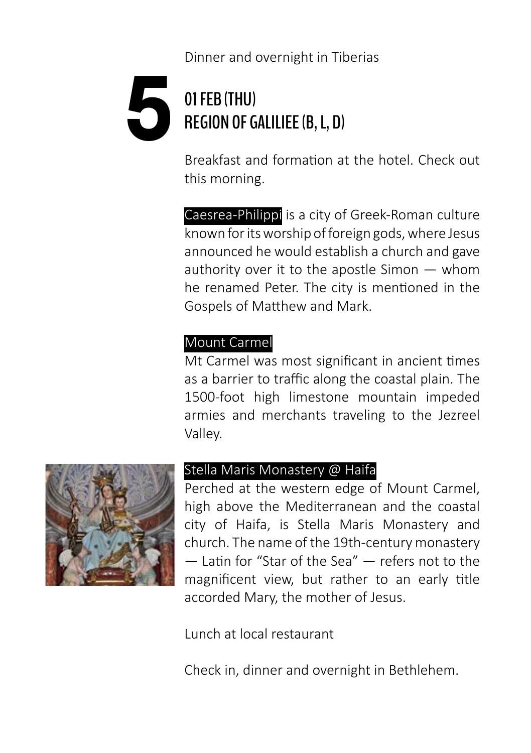Dinner and overnight in Tiberias

# 5

## 01 FEB (THU)
## REGION OF GALILIEE (B, L, D)

Breakfast and formation at the hotel. Check out this morning.

**Caesrea-Philippi** is a city of Greek-Roman culture known for its worship of foreign gods, where Jesus announced he would establish a church and gave authority over it to the apostle Simon — whom he renamed Peter. The city is mentioned in the Gospels of Matthew and Mark.

**Mount Carmel**

Mt Carmel was most significant in ancient times as a barrier to traffic along the coastal plain. The 1500-foot high limestone mountain impeded armies and merchants traveling to the Jezreel Valley.

**Stella Maris Monastery @ Haifa**

Perched at the western edge of Mount Carmel, high above the Mediterranean and the coastal city of Haifa, is Stella Maris Monastery and church. The name of the 19th-century monastery — Latin for "Star of the Sea" — refers not to the magnificent view, but rather to an early title accorded Mary, the mother of Jesus.

Lunch at local restaurant

Check in, dinner and overnight in Bethlehem.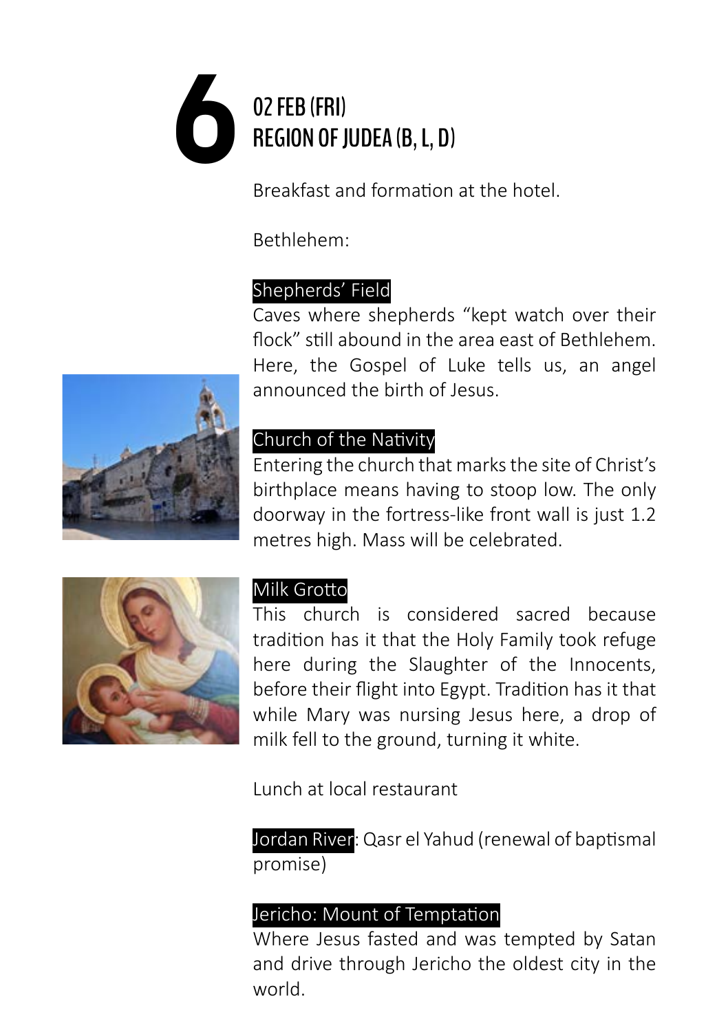# 6 02 FEB (FRI) REGION OF JUDEA (B, L, D)

Breakfast and formation at the hotel.

Bethlehem:

**Shepherds' Field**

Caves where shepherds "kept watch over their flock" still abound in the area east of Bethlehem. Here, the Gospel of Luke tells us, an angel announced the birth of Jesus.

**Church of the Nativity**

Entering the church that marks the site of Christ's birthplace means having to stoop low. The only doorway in the fortress-like front wall is just 1.2 metres high. Mass will be celebrated.

**Milk Grotto**

This church is considered sacred because tradition has it that the Holy Family took refuge here during the Slaughter of the Innocents, before their flight into Egypt. Tradition has it that while Mary was nursing Jesus here, a drop of milk fell to the ground, turning it white.

Lunch at local restaurant

**Jordan River**: Qasr el Yahud (renewal of baptismal promise)

**Jericho: Mount of Temptation**

Where Jesus fasted and was tempted by Satan and drive through Jericho the oldest city in the world.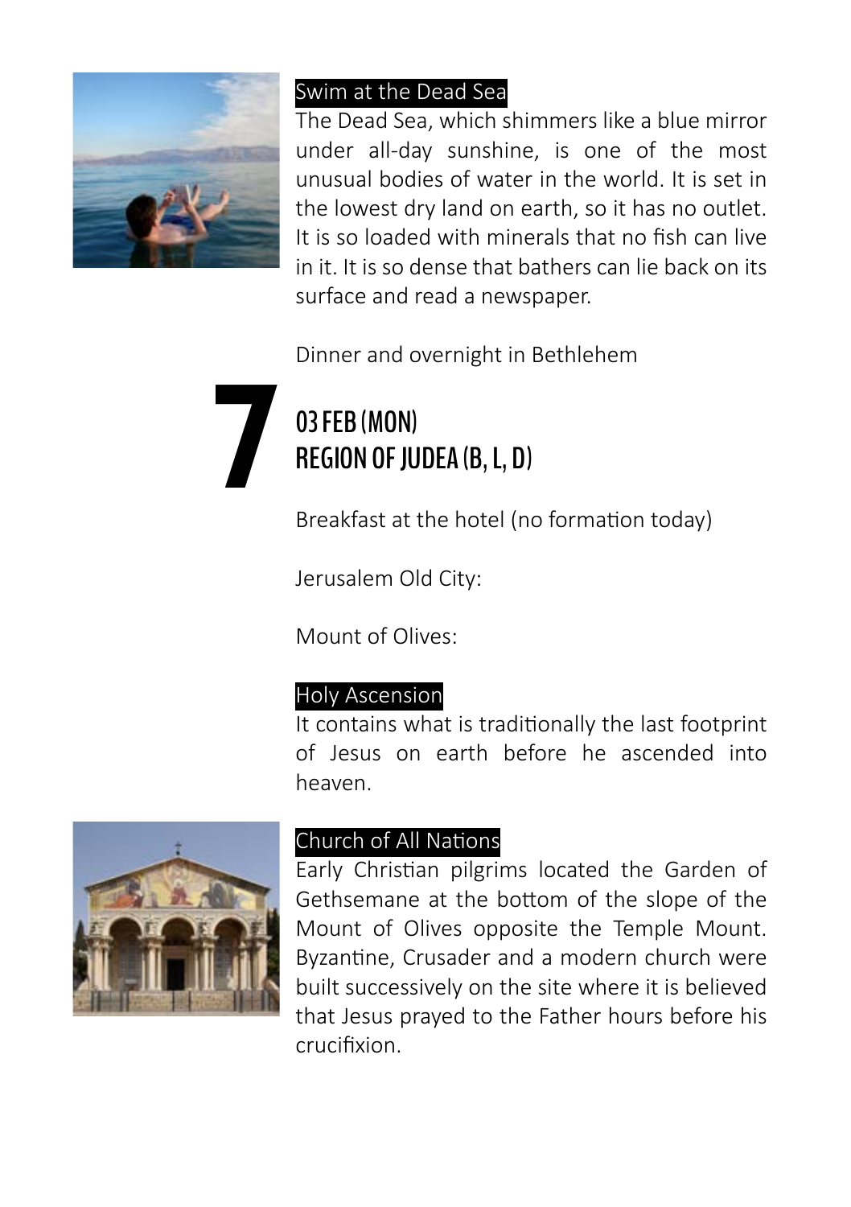### Swim at the Dead Sea

The Dead Sea, which shimmers like a blue mirror under all-day sunshine, is one of the most unusual bodies of water in the world. It is set in the lowest dry land on earth, so it has no outlet. It is so loaded with minerals that no fish can live in it. It is so dense that bathers can lie back on its surface and read a newspaper.

Dinner and overnight in Bethlehem

# 7

## 03 FEB (MON)
## REGION OF JUDEA (B, L, D)

Breakfast at the hotel (no formation today)

Jerusalem Old City:

Mount of Olives:

### Holy Ascension

It contains what is traditionally the last footprint of Jesus on earth before he ascended into heaven.

### Church of All Nations

Early Christian pilgrims located the Garden of Gethsemane at the bottom of the slope of the Mount of Olives opposite the Temple Mount. Byzantine, Crusader and a modern church were built successively on the site where it is believed that Jesus prayed to the Father hours before his crucifixion.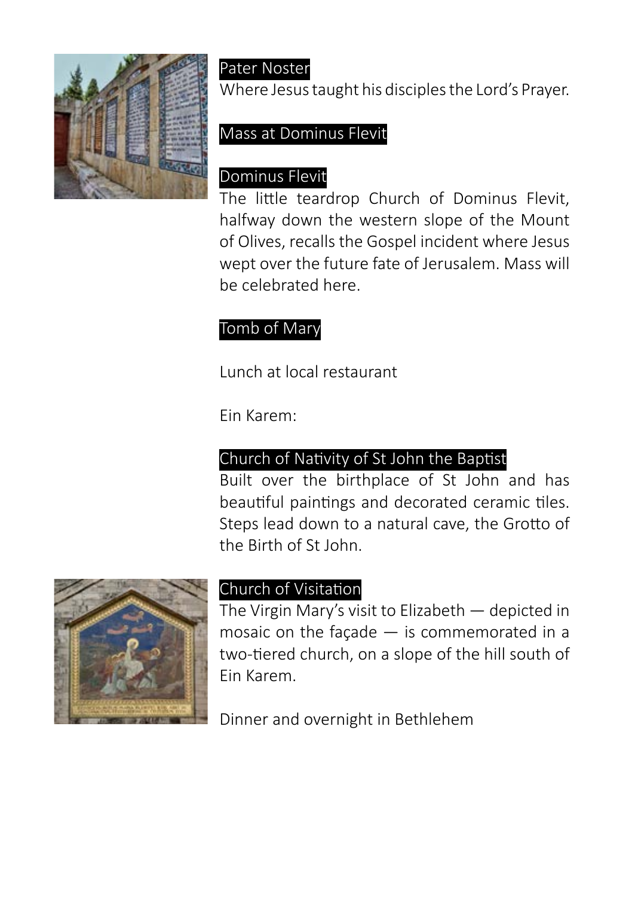### Pater Noster

Where Jesus taught his disciples the Lord's Prayer.

### Mass at Dominus Flevit

### Dominus Flevit

The little teardrop Church of Dominus Flevit, halfway down the western slope of the Mount of Olives, recalls the Gospel incident where Jesus wept over the future fate of Jerusalem. Mass will be celebrated here.

### Tomb of Mary

Lunch at local restaurant

Ein Karem:

### Church of Nativity of St John the Baptist

Built over the birthplace of St John and has beautiful paintings and decorated ceramic tiles. Steps lead down to a natural cave, the Grotto of the Birth of St John.

### Church of Visitation

The Virgin Mary's visit to Elizabeth — depicted in mosaic on the façade — is commemorated in a two-tiered church, on a slope of the hill south of Ein Karem.

Dinner and overnight in Bethlehem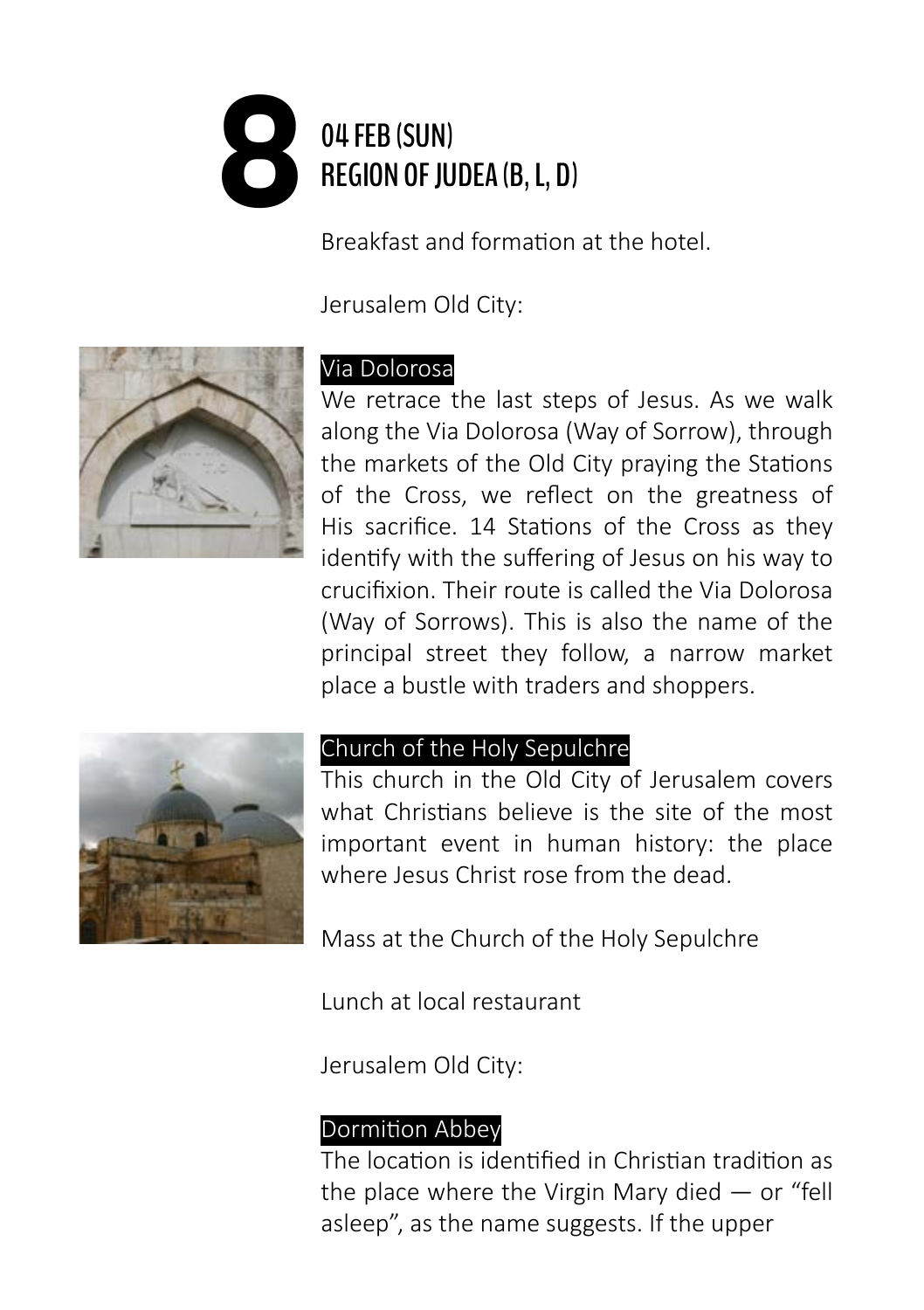# 8 04 FEB (SUN) REGION OF JUDEA (B, L, D)

Breakfast and formation at the hotel.

Jerusalem Old City:

### Via Dolorosa

We retrace the last steps of Jesus. As we walk along the Via Dolorosa (Way of Sorrow), through the markets of the Old City praying the Stations of the Cross, we reflect on the greatness of His sacrifice. 14 Stations of the Cross as they identify with the suffering of Jesus on his way to crucifixion. Their route is called the Via Dolorosa (Way of Sorrows). This is also the name of the principal street they follow, a narrow market place a bustle with traders and shoppers.

### Church of the Holy Sepulchre

This church in the Old City of Jerusalem covers what Christians believe is the site of the most important event in human history: the place where Jesus Christ rose from the dead.

Mass at the Church of the Holy Sepulchre

Lunch at local restaurant

Jerusalem Old City:

### Dormition Abbey

The location is identified in Christian tradition as the place where the Virgin Mary died — or “fell asleep”, as the name suggests. If the upper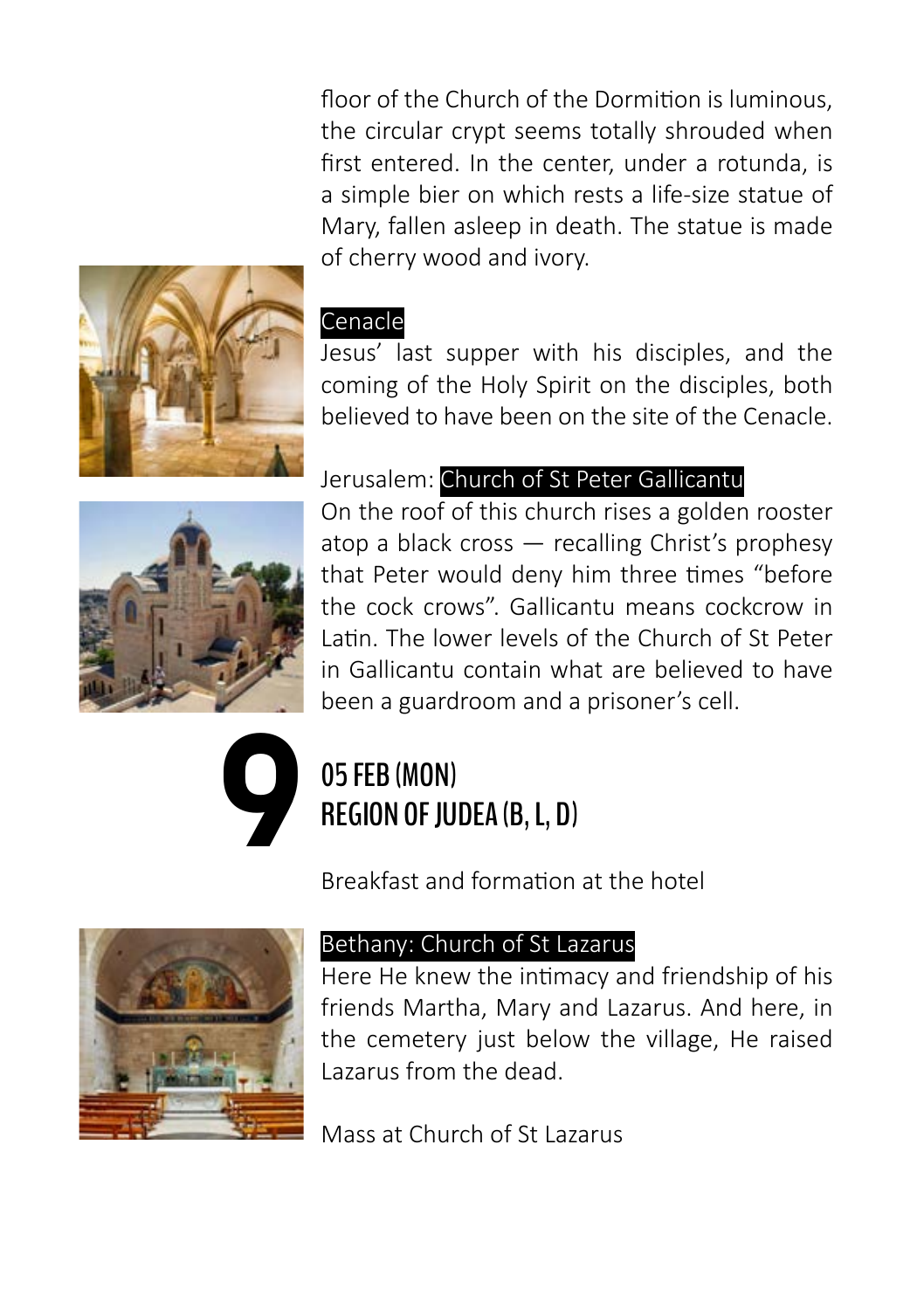floor of the Church of the Dormition is luminous, the circular crypt seems totally shrouded when first entered. In the center, under a rotunda, is a simple bier on which rests a life-size statue of Mary, fallen asleep in death. The statue is made of cherry wood and ivory.

**Cenacle**

Jesus' last supper with his disciples, and the coming of the Holy Spirit on the disciples, both believed to have been on the site of the Cenacle.

Jerusalem: **Church of St Peter Gallicantu**

On the roof of this church rises a golden rooster atop a black cross — recalling Christ's prophesy that Peter would deny him three times "before the cock crows". Gallicantu means cockcrow in Latin. The lower levels of the Church of St Peter in Gallicantu contain what are believed to have been a guardroom and a prisoner's cell.

## 9

## 05 FEB (MON)
## REGION OF JUDEA (B, L, D)

Breakfast and formation at the hotel

**Bethany: Church of St Lazarus**

Here He knew the intimacy and friendship of his friends Martha, Mary and Lazarus. And here, in the cemetery just below the village, He raised Lazarus from the dead.

Mass at Church of St Lazarus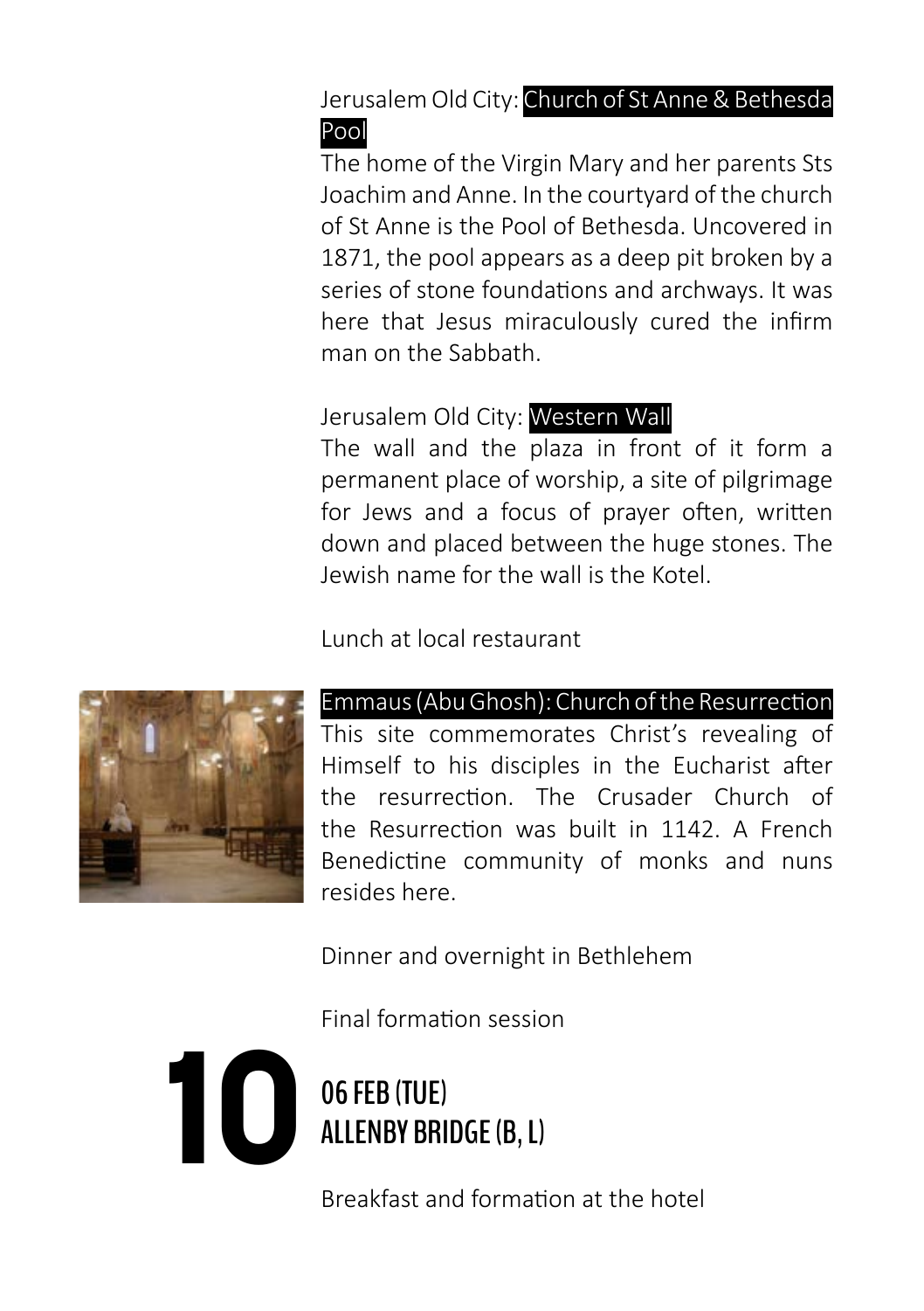Jerusalem Old City: **Church of St Anne & Bethesda Pool**

The home of the Virgin Mary and her parents Sts Joachim and Anne. In the courtyard of the church of St Anne is the Pool of Bethesda. Uncovered in 1871, the pool appears as a deep pit broken by a series of stone foundations and archways. It was here that Jesus miraculously cured the infirm man on the Sabbath.

Jerusalem Old City: **Western Wall**

The wall and the plaza in front of it form a permanent place of worship, a site of pilgrimage for Jews and a focus of prayer often, written down and placed between the huge stones. The Jewish name for the wall is the Kotel.

Lunch at local restaurant

**Emmaus (Abu Ghosh): Church of the Resurrection**

This site commemorates Christ's revealing of Himself to his disciples in the Eucharist after the resurrection. The Crusader Church of the Resurrection was built in 1142. A French Benedictine community of monks and nuns resides here.

Dinner and overnight in Bethlehem

Final formation session

## 10 06 FEB (TUE) ALLENBY BRIDGE (B, L)

Breakfast and formation at the hotel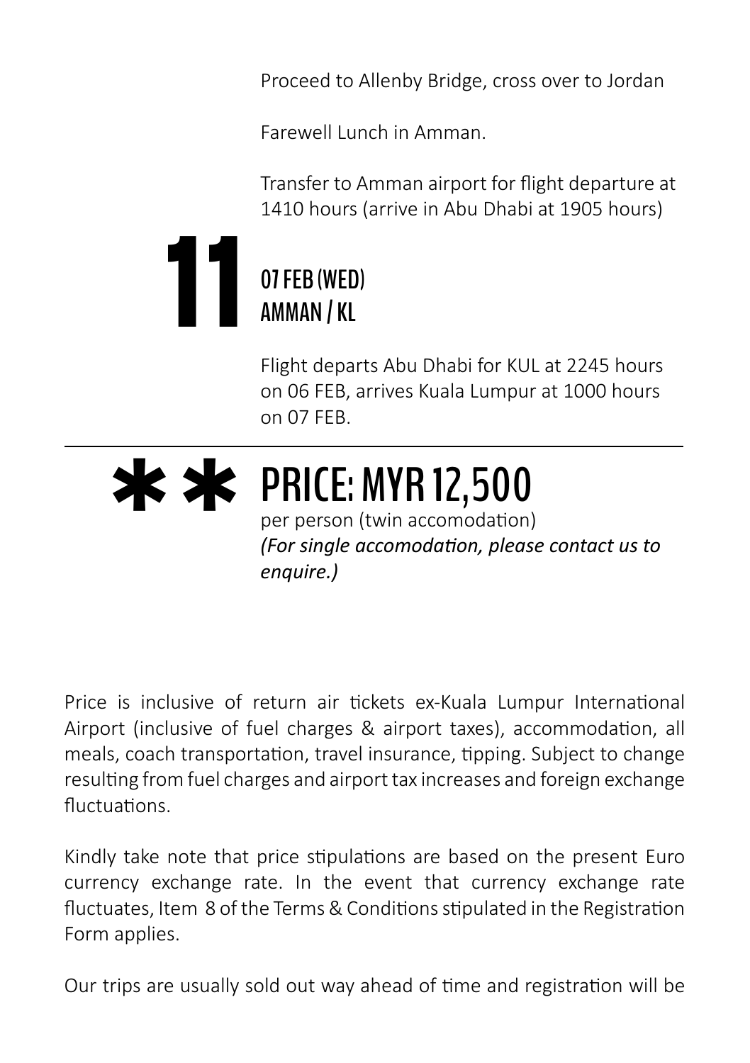Proceed to Allenby Bridge, cross over to Jordan

Farewell Lunch in Amman.

Transfer to Amman airport for flight departure at 1410 hours (arrive in Abu Dhabi at 1905 hours)

## 11 07 FEB (WED) AMMAN / KL

Flight departs Abu Dhabi for KUL at 2245 hours on 06 FEB, arrives Kuala Lumpur at 1000 hours on 07 FEB.

---

## ** PRICE: MYR 12,500

per person (twin accomodation)
*(For single accomodation, please contact us to enquire.)*

Price is inclusive of return air tickets ex-Kuala Lumpur International Airport (inclusive of fuel charges & airport taxes), accommodation, all meals, coach transportation, travel insurance, tipping. Subject to change resulting from fuel charges and airport tax increases and foreign exchange fluctuations.

Kindly take note that price stipulations are based on the present Euro currency exchange rate. In the event that currency exchange rate fluctuates, Item 8 of the Terms & Conditions stipulated in the Registration Form applies.

Our trips are usually sold out way ahead of time and registration will be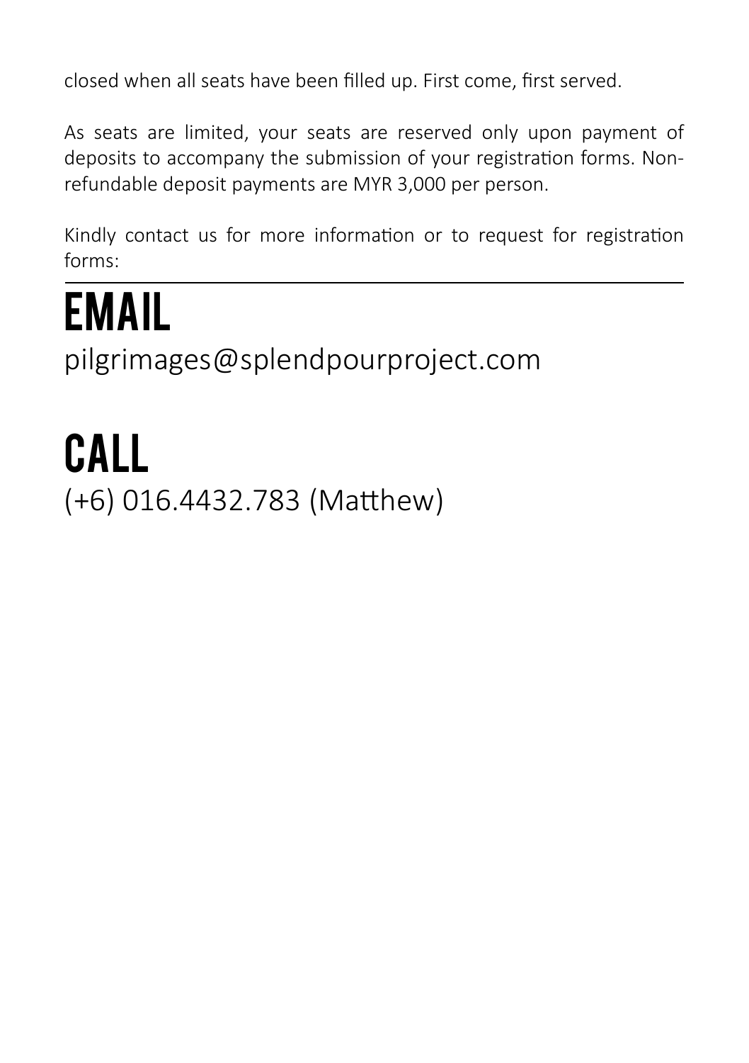closed when all seats have been filled up. First come, first served.

As seats are limited, your seats are reserved only upon payment of deposits to accompany the submission of your registration forms. Non-refundable deposit payments are MYR 3,000 per person.

Kindly contact us for more information or to request for registration forms:

---

# EMAIL

pilgrimages@splendpourproject.com

# CALL

(+6) 016.4432.783 (Matthew)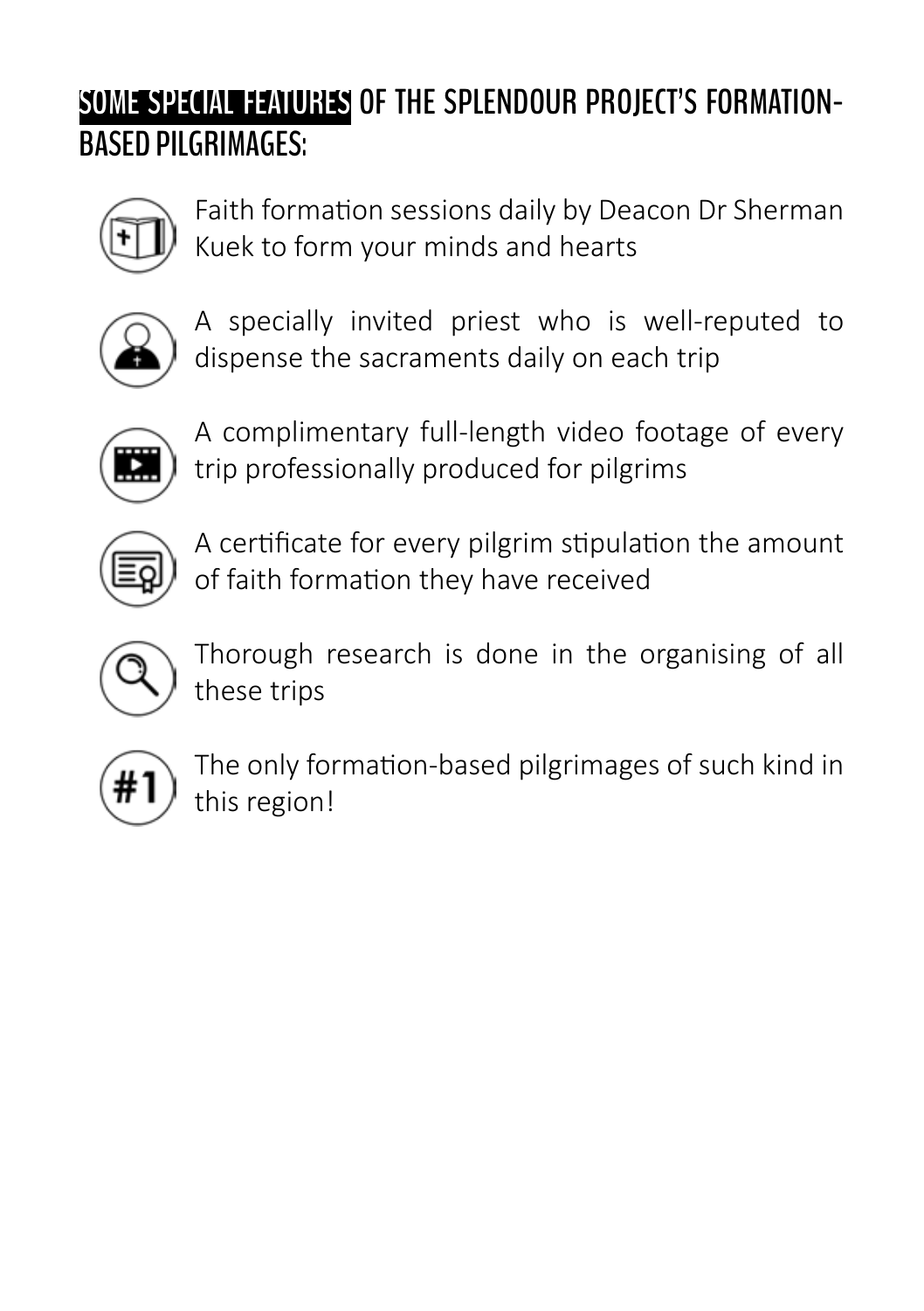## SOME SPECIAL FEATURES OF THE SPLENDOUR PROJECT'S FORMATION-BASED PILGRIMAGES:

- Faith formation sessions daily by Deacon Dr Sherman Kuek to form your minds and hearts
- A specially invited priest who is well-reputed to dispense the sacraments daily on each trip
- A complimentary full-length video footage of every trip professionally produced for pilgrims
- A certificate for every pilgrim stipulation the amount of faith formation they have received
- Thorough research is done in the organising of all these trips
- The only formation-based pilgrimages of such kind in this region!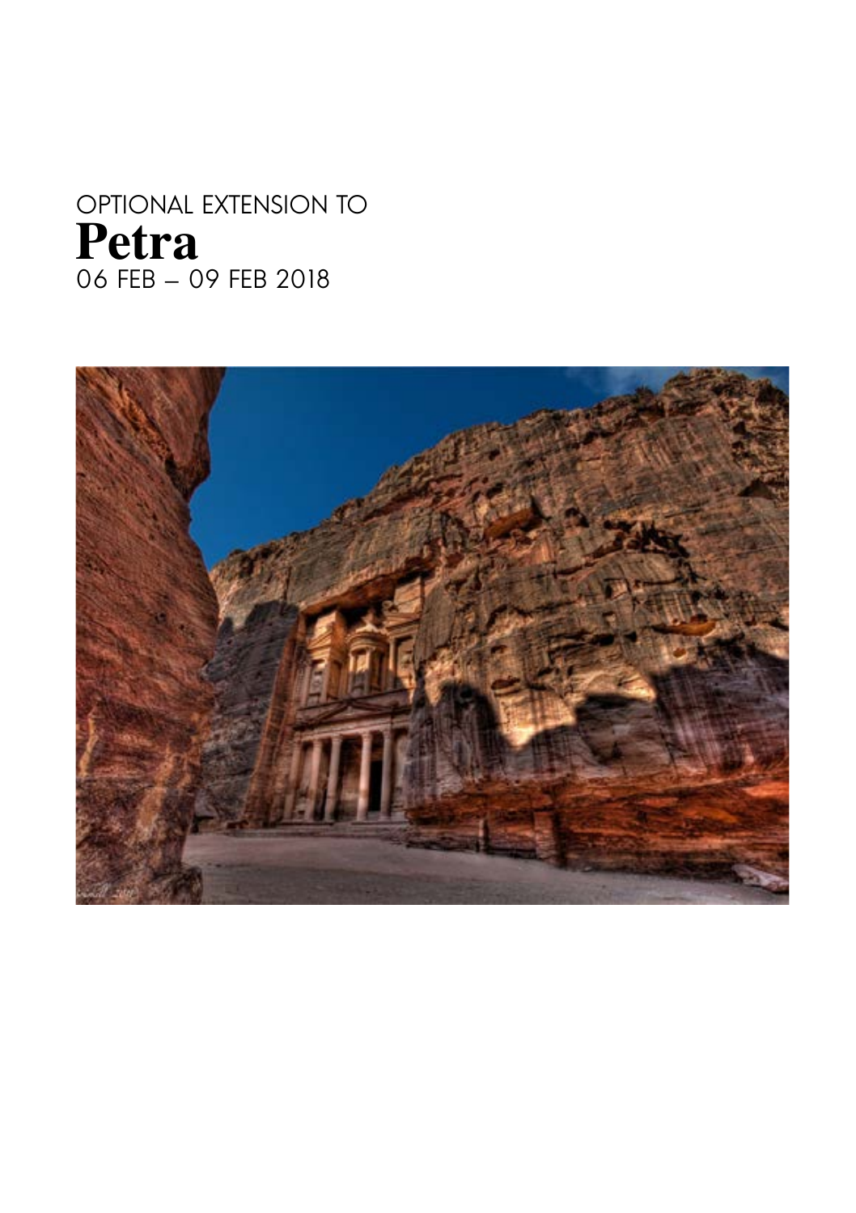OPTIONAL EXTENSION TO

# Petra

06 FEB – 09 FEB 2018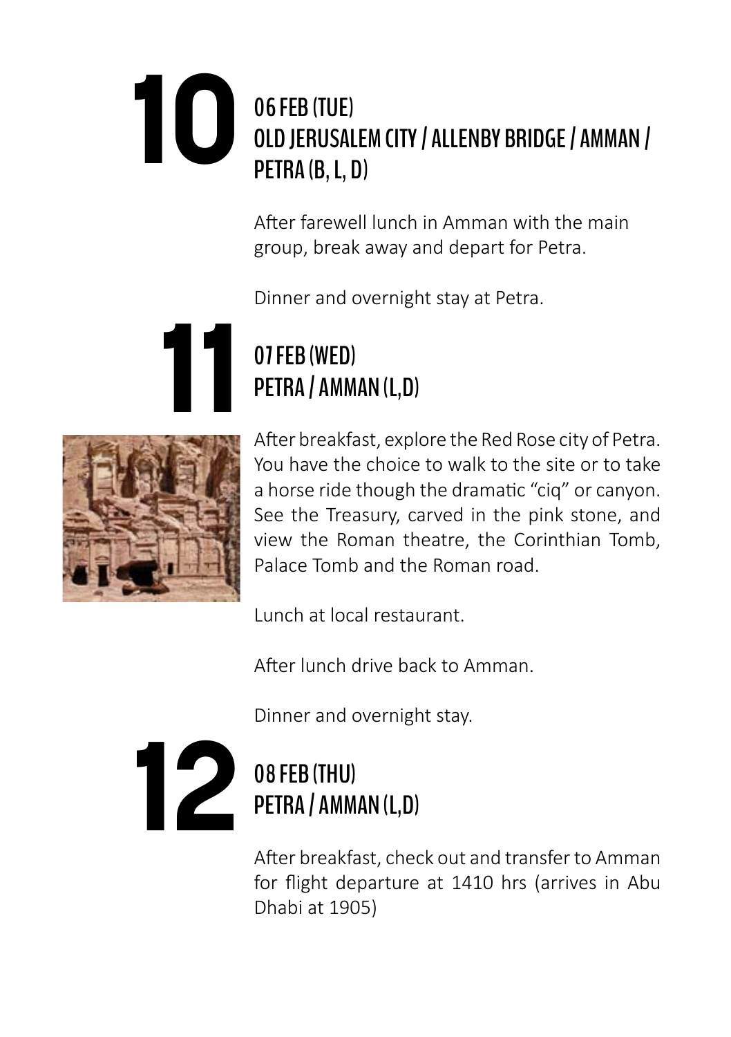# 10

## 06 FEB (TUE)
## OLD JERUSALEM CITY / ALLENBY BRIDGE / AMMAN / PETRA (B, L, D)

After farewell lunch in Amman with the main group, break away and depart for Petra.

Dinner and overnight stay at Petra.

# 11

## 07 FEB (WED)
## PETRA / AMMAN (L,D)

After breakfast, explore the Red Rose city of Petra. You have the choice to walk to the site or to take a horse ride though the dramatic "ciq" or canyon. See the Treasury, carved in the pink stone, and view the Roman theatre, the Corinthian Tomb, Palace Tomb and the Roman road.

Lunch at local restaurant.

After lunch drive back to Amman.

Dinner and overnight stay.

# 12

## 08 FEB (THU)
## PETRA / AMMAN (L,D)

After breakfast, check out and transfer to Amman for flight departure at 1410 hrs (arrives in Abu Dhabi at 1905)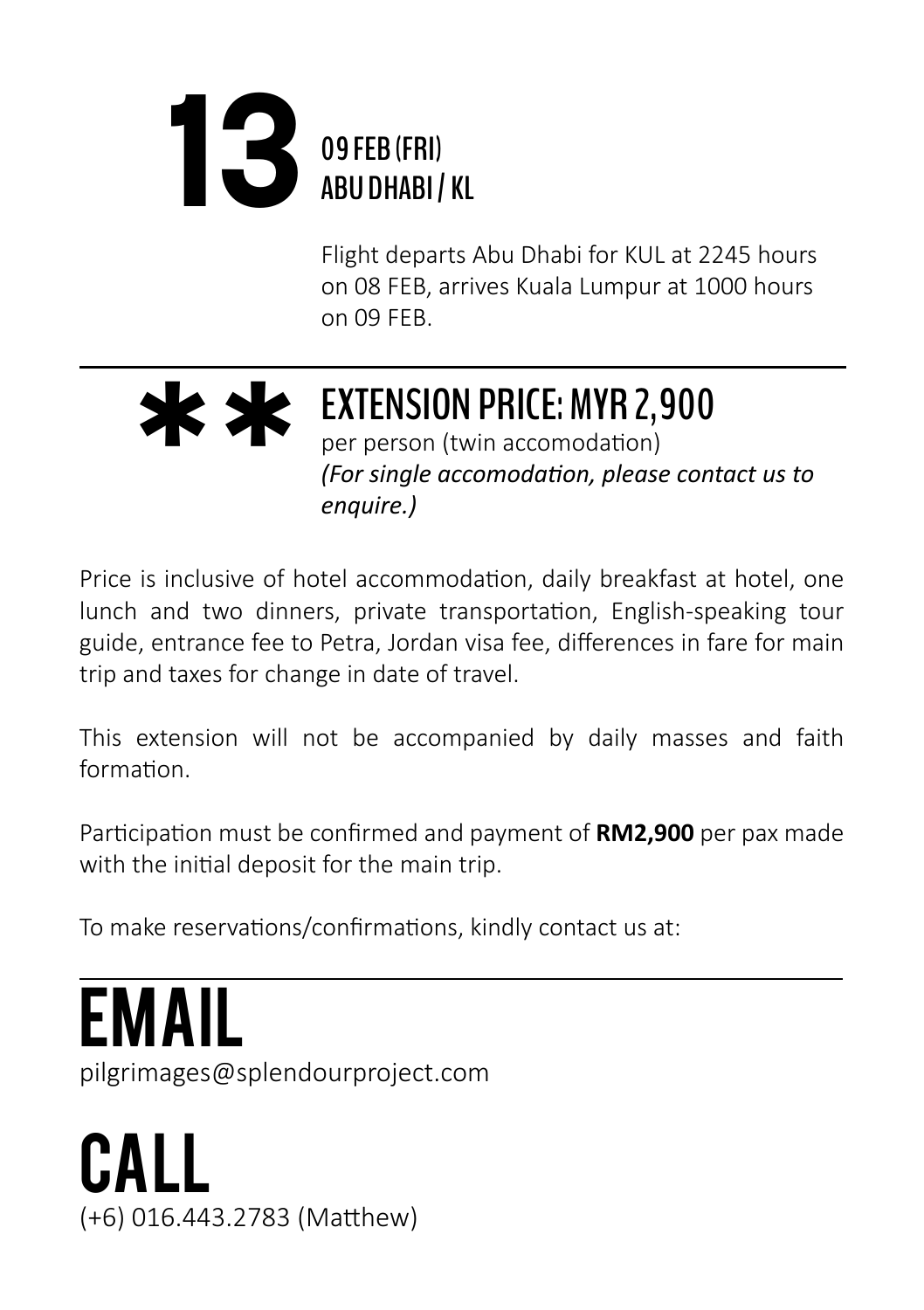# 13

## 09 FEB (FRI)
## ABU DHABI / KL

Flight departs Abu Dhabi for KUL at 2245 hours on 08 FEB, arrives Kuala Lumpur at 1000 hours on 09 FEB.

---

**

## EXTENSION PRICE: MYR 2,900

per person (twin accomodation)
*(For single accomodation, please contact us to enquire.)*

Price is inclusive of hotel accommodation, daily breakfast at hotel, one lunch and two dinners, private transportation, English-speaking tour guide, entrance fee to Petra, Jordan visa fee, differences in fare for main trip and taxes for change in date of travel.

This extension will not be accompanied by daily masses and faith formation.

Participation must be confirmed and payment of **RM2,900** per pax made with the initial deposit for the main trip.

To make reservations/confirmations, kindly contact us at:

---

# EMAIL

pilgrimages@splendourproject.com

# CALL

(+6) 016.443.2783 (Matthew)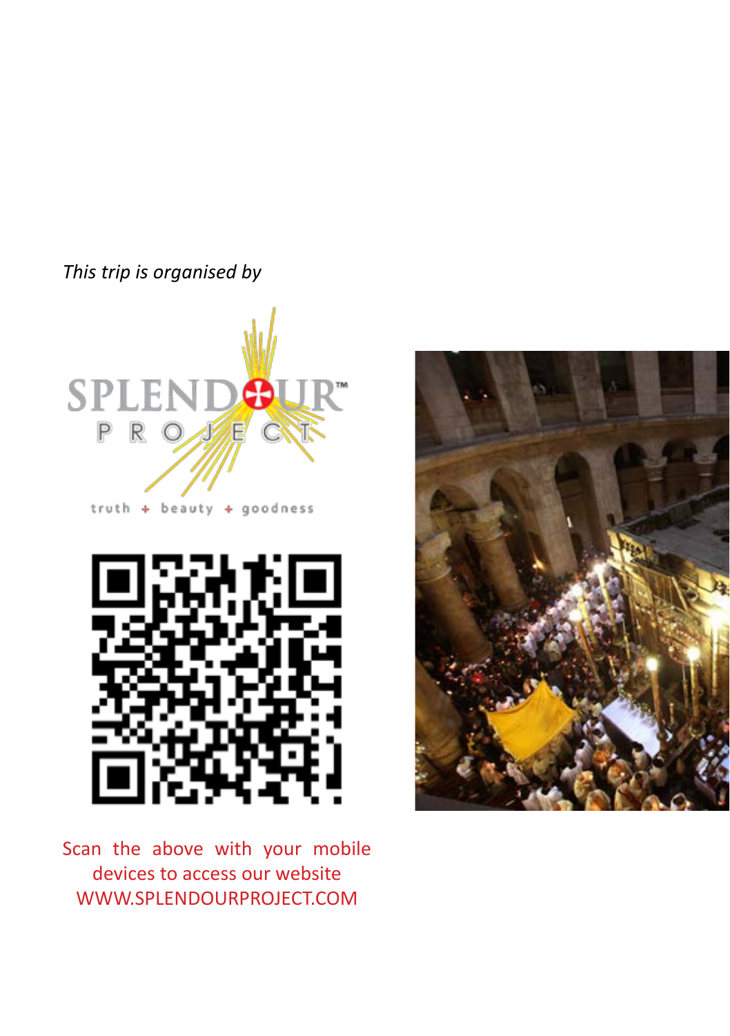*This trip is organised by*

Scan the above with your mobile devices to access our website WWW.SPLENDOURPROJECT.COM